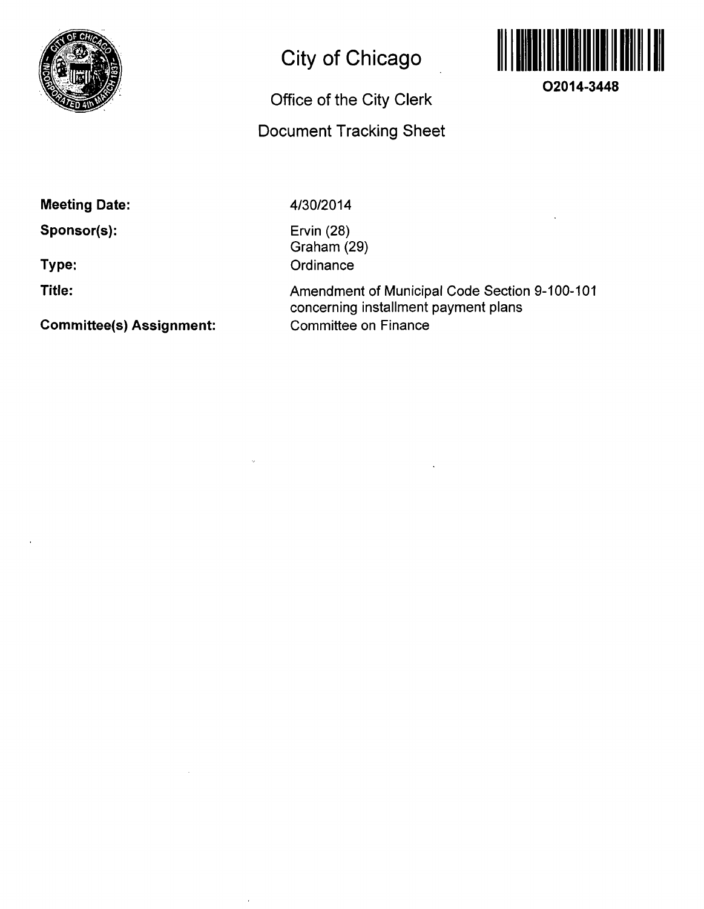# City of Chicago

O2014-3448

## Office of the City Clerk

## Document Tracking Sheet

**Meeting Date:** 4/30/2014

**Sponsor(s):** Ervin (28)
Graham (29)

**Type:** Ordinance

**Title:** Amendment of Municipal Code Section 9-100-101 concerning installment payment plans

**Committee(s) Assignment:** Committee on Finance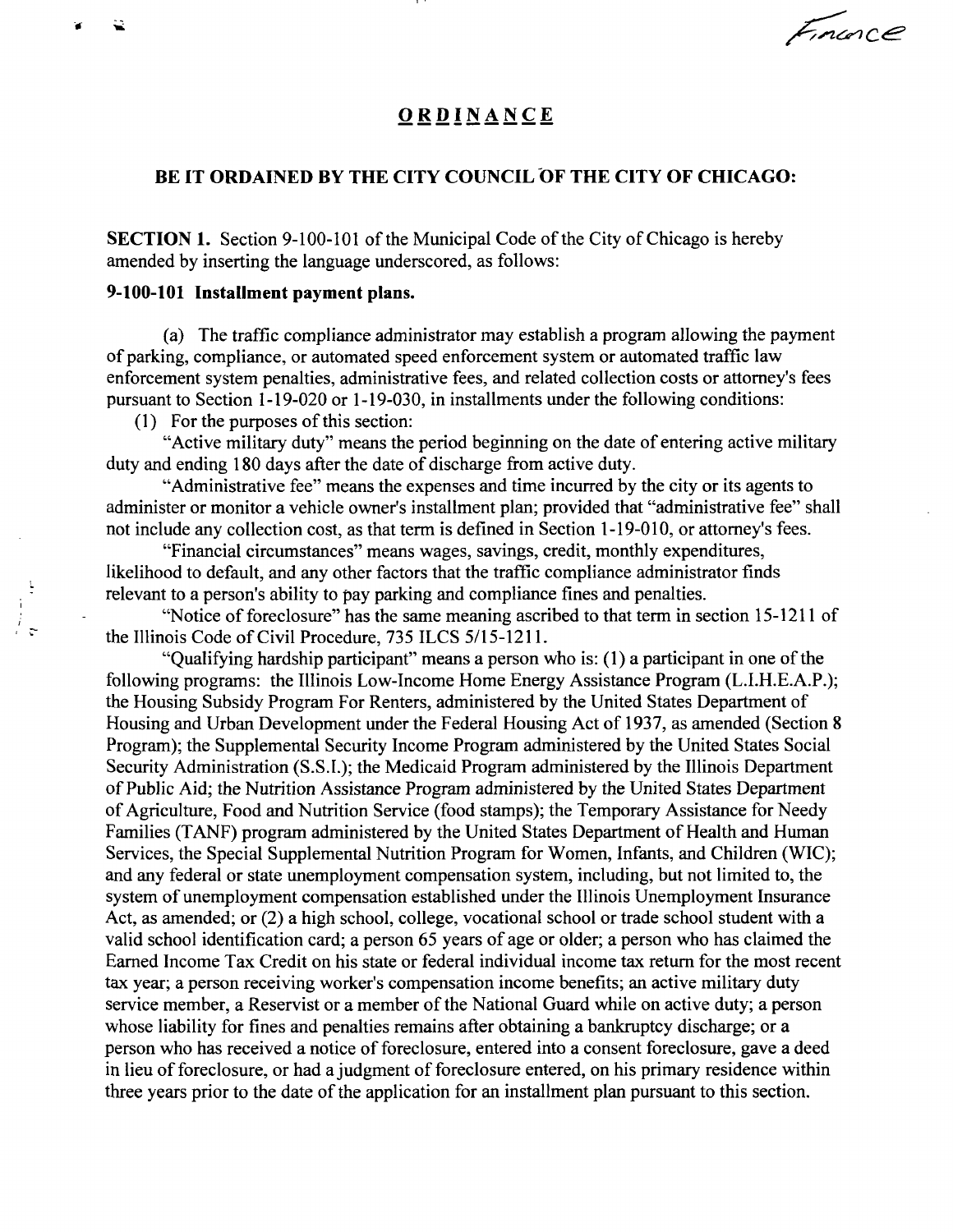Finance

# ORDINANCE

**BE IT ORDAINED BY THE CITY COUNCIL OF THE CITY OF CHICAGO:**

**SECTION 1.** Section 9-100-101 of the Municipal Code of the City of Chicago is hereby amended by inserting the language underscored, as follows:

**9-100-101 Installment payment plans.**

(a) The traffic compliance administrator may establish a program allowing the payment of parking, compliance, or automated speed enforcement system or automated traffic law enforcement system penalties, administrative fees, and related collection costs or attorney's fees pursuant to Section 1-19-020 or 1-19-030, in installments under the following conditions:

(1) For the purposes of this section:

"Active military duty" means the period beginning on the date of entering active military duty and ending 180 days after the date of discharge from active duty.

"Administrative fee" means the expenses and time incurred by the city or its agents to administer or monitor a vehicle owner's installment plan; provided that "administrative fee" shall not include any collection cost, as that term is defined in Section 1-19-010, or attorney's fees.

"Financial circumstances" means wages, savings, credit, monthly expenditures, likelihood to default, and any other factors that the traffic compliance administrator finds relevant to a person's ability to pay parking and compliance fines and penalties.

"Notice of foreclosure" has the same meaning ascribed to that term in section 15-1211 of the Illinois Code of Civil Procedure, 735 ILCS 5/15-1211.

"Qualifying hardship participant" means a person who is: (1) a participant in one of the following programs: the Illinois Low-Income Home Energy Assistance Program (L.I.H.E.A.P.); the Housing Subsidy Program For Renters, administered by the United States Department of Housing and Urban Development under the Federal Housing Act of 1937, as amended (Section 8 Program); the Supplemental Security Income Program administered by the United States Social Security Administration (S.S.I.); the Medicaid Program administered by the Illinois Department of Public Aid; the Nutrition Assistance Program administered by the United States Department of Agriculture, Food and Nutrition Service (food stamps); the Temporary Assistance for Needy Families (TANF) program administered by the United States Department of Health and Human Services, the Special Supplemental Nutrition Program for Women, Infants, and Children (WIC); and any federal or state unemployment compensation system, including, but not limited to, the system of unemployment compensation established under the Illinois Unemployment Insurance Act, as amended; or (2) a high school, college, vocational school or trade school student with a valid school identification card; a person 65 years of age or older; a person who has claimed the Earned Income Tax Credit on his state or federal individual income tax return for the most recent tax year; a person receiving worker's compensation income benefits; an active military duty service member, a Reservist or a member of the National Guard while on active duty; a person whose liability for fines and penalties remains after obtaining a bankruptcy discharge; or a person who has received a notice of foreclosure, entered into a consent foreclosure, gave a deed in lieu of foreclosure, or had a judgment of foreclosure entered, on his primary residence within three years prior to the date of the application for an installment plan pursuant to this section.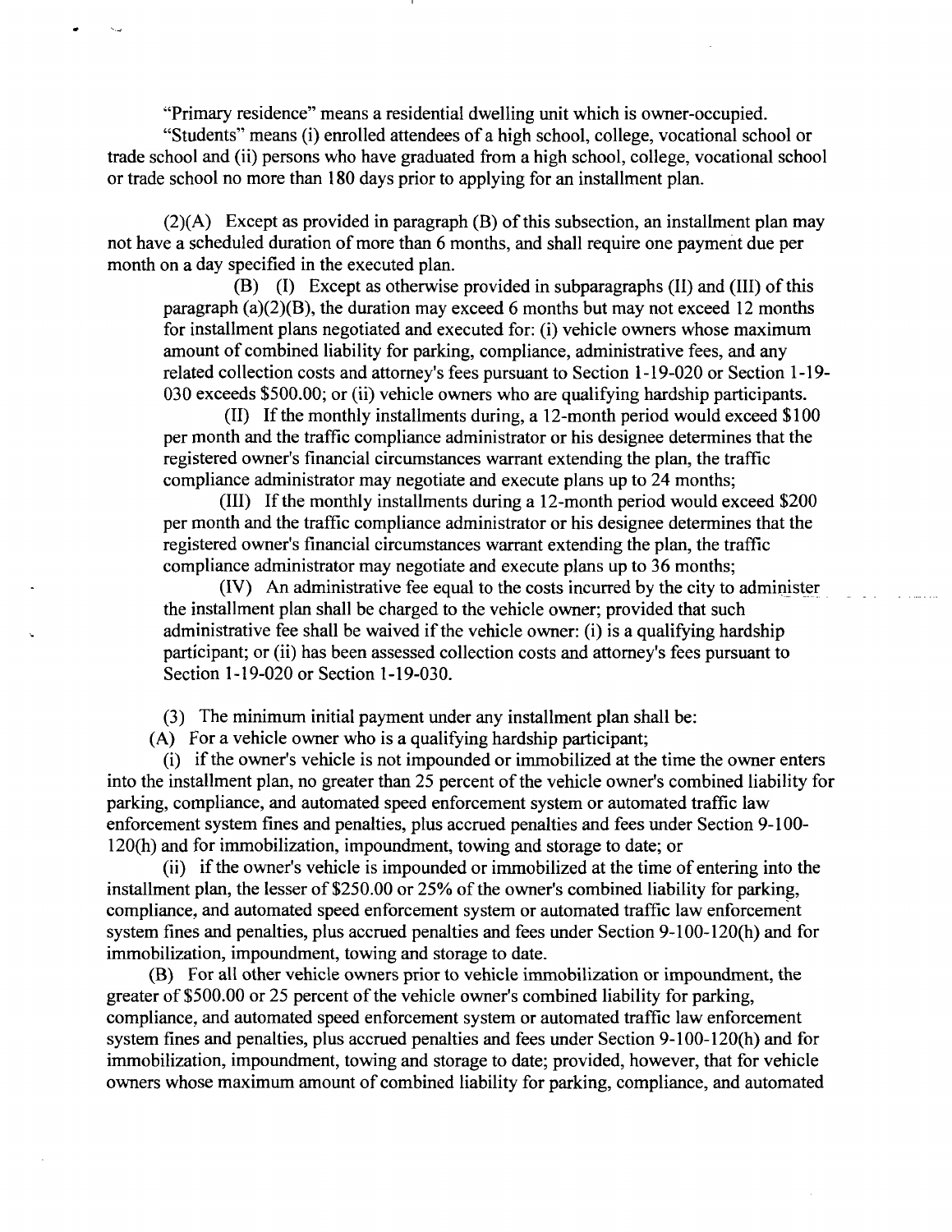"Primary residence" means a residential dwelling unit which is owner-occupied.

"Students" means (i) enrolled attendees of a high school, college, vocational school or trade school and (ii) persons who have graduated from a high school, college, vocational school or trade school no more than 180 days prior to applying for an installment plan.

(2)(A) Except as provided in paragraph (B) of this subsection, an installment plan may not have a scheduled duration of more than 6 months, and shall require one payment due per month on a day specified in the executed plan.

(B) (I) Except as otherwise provided in subparagraphs (II) and (III) of this paragraph (a)(2)(B), the duration may exceed 6 months but may not exceed 12 months for installment plans negotiated and executed for: (i) vehicle owners whose maximum amount of combined liability for parking, compliance, administrative fees, and any related collection costs and attorney's fees pursuant to Section 1-19-020 or Section 1-19-030 exceeds $500.00; or (ii) vehicle owners who are qualifying hardship participants.

(II) If the monthly installments during, a 12-month period would exceed $100 per month and the traffic compliance administrator or his designee determines that the registered owner's financial circumstances warrant extending the plan, the traffic compliance administrator may negotiate and execute plans up to 24 months;

(III) If the monthly installments during a 12-month period would exceed $200 per month and the traffic compliance administrator or his designee determines that the registered owner's financial circumstances warrant extending the plan, the traffic compliance administrator may negotiate and execute plans up to 36 months;

(IV) An administrative fee equal to the costs incurred by the city to administer the installment plan shall be charged to the vehicle owner; provided that such administrative fee shall be waived if the vehicle owner: (i) is a qualifying hardship participant; or (ii) has been assessed collection costs and attorney's fees pursuant to Section 1-19-020 or Section 1-19-030.

(3) The minimum initial payment under any installment plan shall be:

(A) For a vehicle owner who is a qualifying hardship participant;

(i) if the owner's vehicle is not impounded or immobilized at the time the owner enters into the installment plan, no greater than 25 percent of the vehicle owner's combined liability for parking, compliance, and automated speed enforcement system or automated traffic law enforcement system fines and penalties, plus accrued penalties and fees under Section 9-100-120(h) and for immobilization, impoundment, towing and storage to date; or

(ii) if the owner's vehicle is impounded or immobilized at the time of entering into the installment plan, the lesser of $250.00 or 25% of the owner's combined liability for parking, compliance, and automated speed enforcement system or automated traffic law enforcement system fines and penalties, plus accrued penalties and fees under Section 9-100-120(h) and for immobilization, impoundment, towing and storage to date.

(B) For all other vehicle owners prior to vehicle immobilization or impoundment, the greater of $500.00 or 25 percent of the vehicle owner's combined liability for parking, compliance, and automated speed enforcement system or automated traffic law enforcement system fines and penalties, plus accrued penalties and fees under Section 9-100-120(h) and for immobilization, impoundment, towing and storage to date; provided, however, that for vehicle owners whose maximum amount of combined liability for parking, compliance, and automated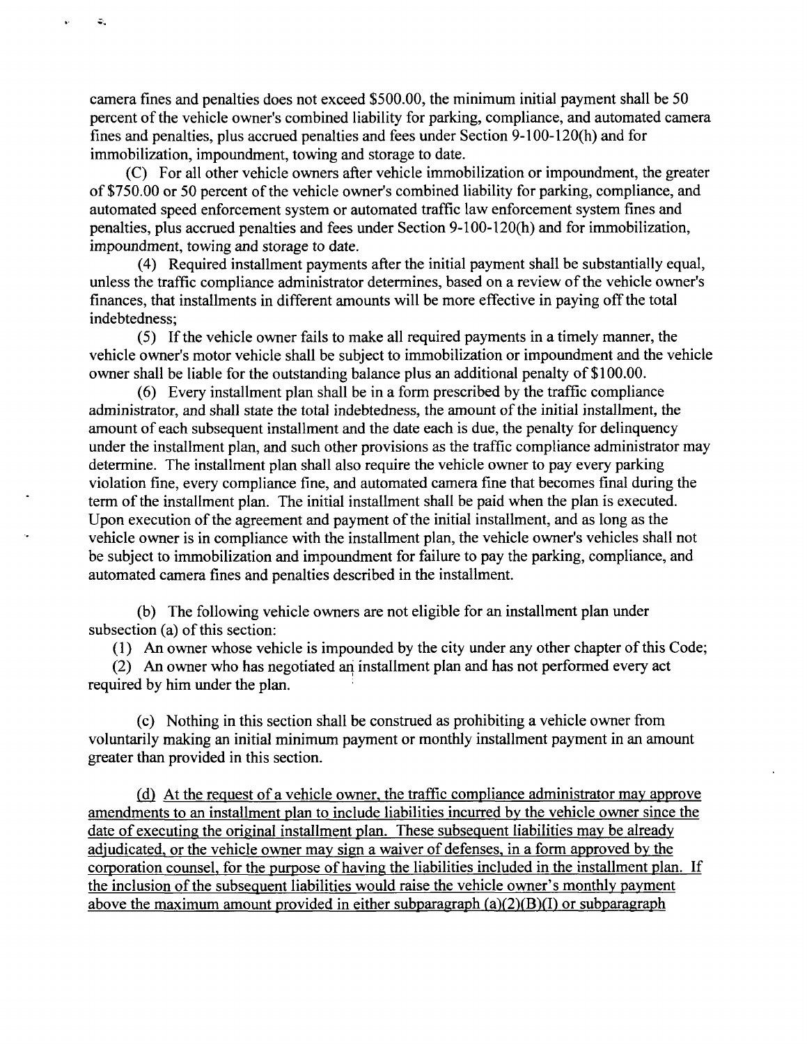camera fines and penalties does not exceed $500.00, the minimum initial payment shall be 50 percent of the vehicle owner's combined liability for parking, compliance, and automated camera fines and penalties, plus accrued penalties and fees under Section 9-100-120(h) and for immobilization, impoundment, towing and storage to date.

(C) For all other vehicle owners after vehicle immobilization or impoundment, the greater of $750.00 or 50 percent of the vehicle owner's combined liability for parking, compliance, and automated speed enforcement system or automated traffic law enforcement system fines and penalties, plus accrued penalties and fees under Section 9-100-120(h) and for immobilization, impoundment, towing and storage to date.

(4) Required installment payments after the initial payment shall be substantially equal, unless the traffic compliance administrator determines, based on a review of the vehicle owner's finances, that installments in different amounts will be more effective in paying off the total indebtedness;

(5) If the vehicle owner fails to make all required payments in a timely manner, the vehicle owner's motor vehicle shall be subject to immobilization or impoundment and the vehicle owner shall be liable for the outstanding balance plus an additional penalty of $100.00.

(6) Every installment plan shall be in a form prescribed by the traffic compliance administrator, and shall state the total indebtedness, the amount of the initial installment, the amount of each subsequent installment and the date each is due, the penalty for delinquency under the installment plan, and such other provisions as the traffic compliance administrator may determine. The installment plan shall also require the vehicle owner to pay every parking violation fine, every compliance fine, and automated camera fine that becomes final during the term of the installment plan. The initial installment shall be paid when the plan is executed. Upon execution of the agreement and payment of the initial installment, and as long as the vehicle owner is in compliance with the installment plan, the vehicle owner's vehicles shall not be subject to immobilization and impoundment for failure to pay the parking, compliance, and automated camera fines and penalties described in the installment.

(b) The following vehicle owners are not eligible for an installment plan under subsection (a) of this section:

(1) An owner whose vehicle is impounded by the city under any other chapter of this Code;

(2) An owner who has negotiated an installment plan and has not performed every act required by him under the plan.

(c) Nothing in this section shall be construed as prohibiting a vehicle owner from voluntarily making an initial minimum payment or monthly installment payment in an amount greater than provided in this section.

<u>(d) At the request of a vehicle owner, the traffic compliance administrator may approve amendments to an installment plan to include liabilities incurred by the vehicle owner since the date of executing the original installment plan. These subsequent liabilities may be already adjudicated, or the vehicle owner may sign a waiver of defenses, in a form approved by the corporation counsel, for the purpose of having the liabilities included in the installment plan. If the inclusion of the subsequent liabilities would raise the vehicle owner's monthly payment above the maximum amount provided in either subparagraph (a)(2)(B)(I) or subparagraph</u>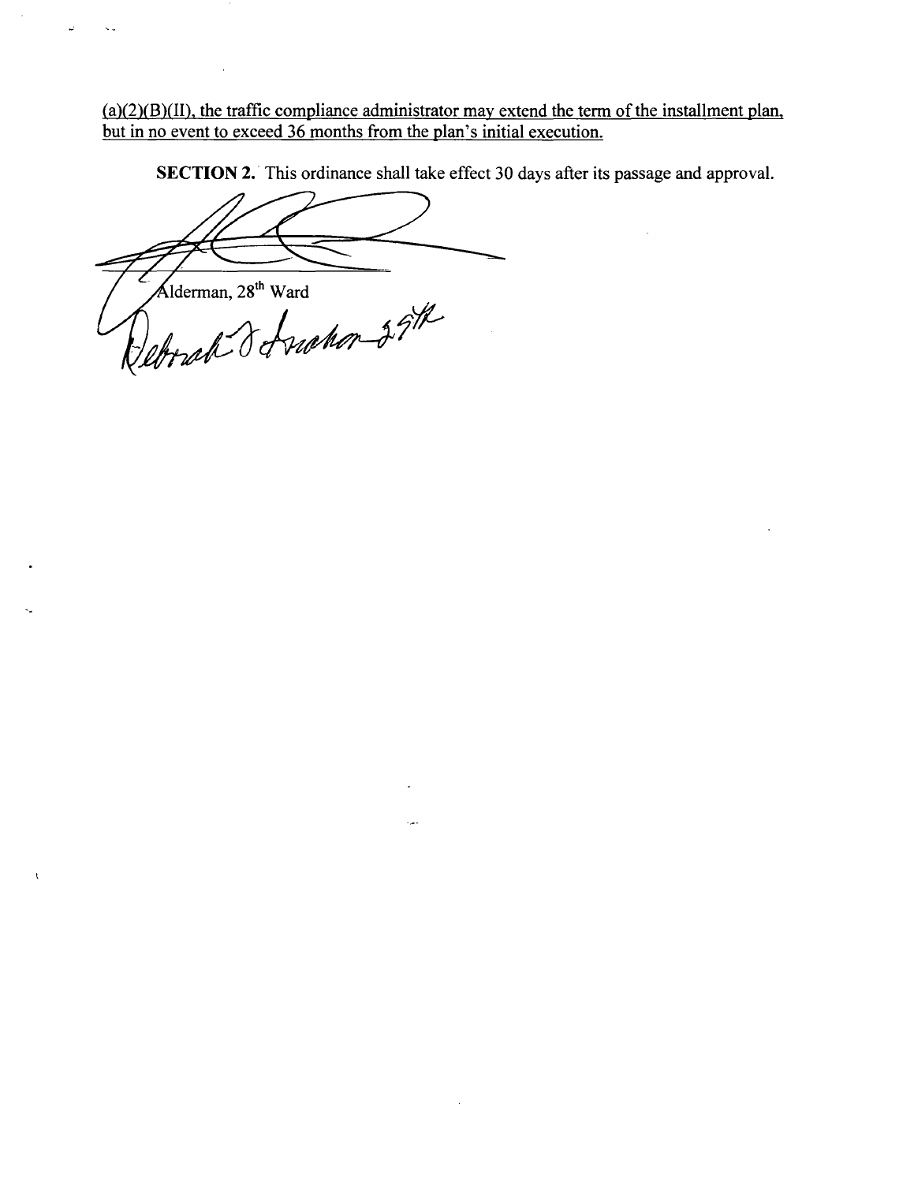(a)(2)(B)(II), the traffic compliance administrator may extend the term of the installment plan, but in no event to exceed 36 months from the plan's initial execution.

**SECTION 2.** This ordinance shall take effect 30 days after its passage and approval.

Alderman, 28[th] Ward

Deborah L. Graham 29th